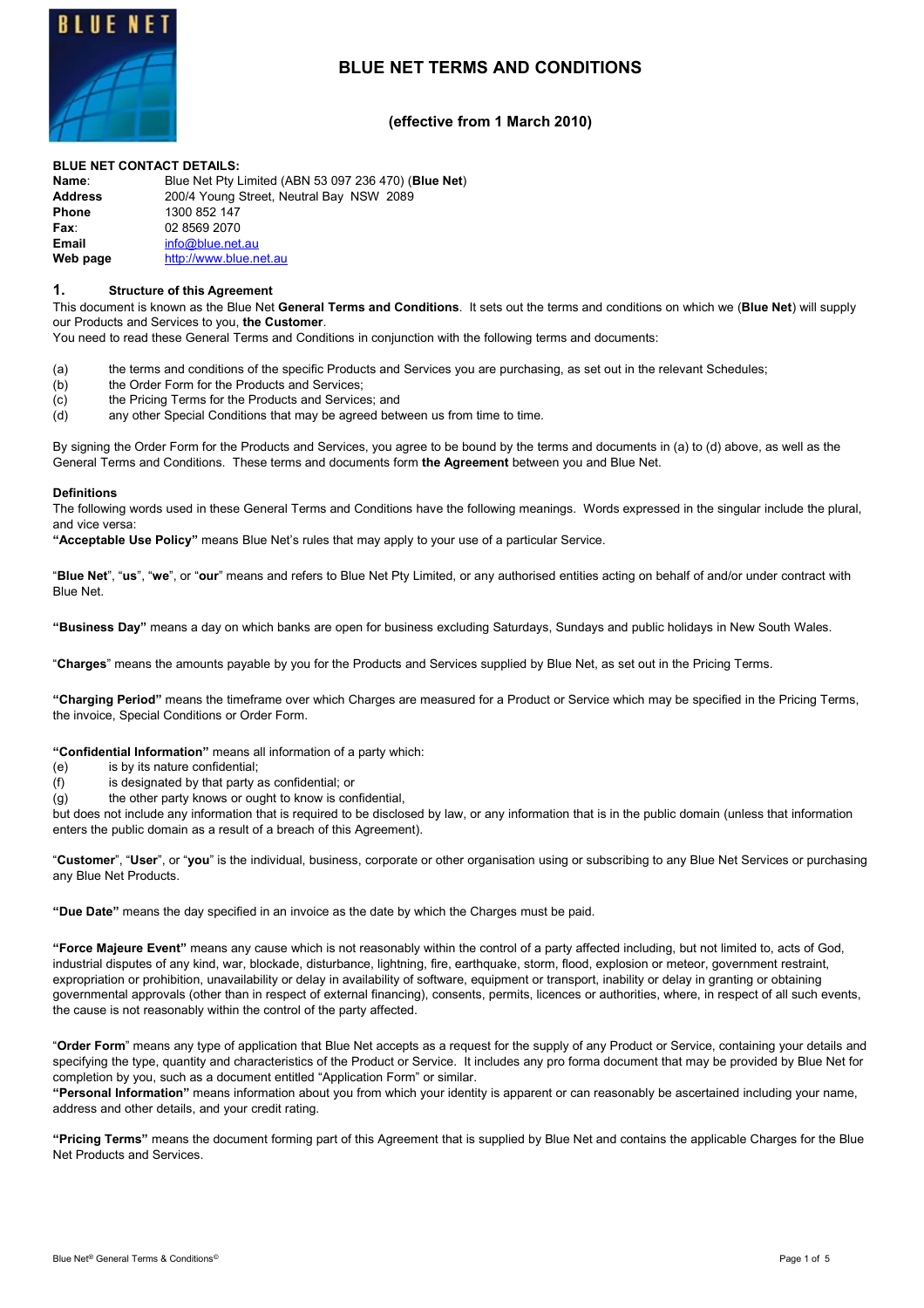# BLUE NET TERMS AND CONDITIONS

**(effective from 1 March 2010)**

**BLUE NET CONTACT DETAILS:**

| | |
|---|---|
| **Name**: | Blue Net Pty Limited (ABN 53 097 236 470) (**Blue Net**) |
| **Address** | 200/4 Young Street, Neutral Bay NSW 2089 |
| **Phone** | 1300 852 147 |
| **Fax**: | 02 8569 2070 |
| **Email** | info@blue.net.au |
| **Web page** | http://www.blue.net.au |

## 1. Structure of this Agreement

This document is known as the Blue Net **General Terms and Conditions**. It sets out the terms and conditions on which we (**Blue Net**) will supply our Products and Services to you, **the Customer**.

You need to read these General Terms and Conditions in conjunction with the following terms and documents:

(a) the terms and conditions of the specific Products and Services you are purchasing, as set out in the relevant Schedules;

(b) the Order Form for the Products and Services;

(c) the Pricing Terms for the Products and Services; and

(d) any other Special Conditions that may be agreed between us from time to time.

By signing the Order Form for the Products and Services, you agree to be bound by the terms and documents in (a) to (d) above, as well as the General Terms and Conditions. These terms and documents form **the Agreement** between you and Blue Net.

### Definitions

The following words used in these General Terms and Conditions have the following meanings. Words expressed in the singular include the plural, and vice versa:

**"Acceptable Use Policy"** means Blue Net's rules that may apply to your use of a particular Service.

"**Blue Net**", "**us**", "**we**", or "**our**" means and refers to Blue Net Pty Limited, or any authorised entities acting on behalf of and/or under contract with Blue Net.

**"Business Day"** means a day on which banks are open for business excluding Saturdays, Sundays and public holidays in New South Wales.

"**Charges**" means the amounts payable by you for the Products and Services supplied by Blue Net, as set out in the Pricing Terms.

**"Charging Period"** means the timeframe over which Charges are measured for a Product or Service which may be specified in the Pricing Terms, the invoice, Special Conditions or Order Form.

**"Confidential Information"** means all information of a party which:

(e) is by its nature confidential;

(f) is designated by that party as confidential; or

(g) the other party knows or ought to know is confidential,

but does not include any information that is required to be disclosed by law, or any information that is in the public domain (unless that information enters the public domain as a result of a breach of this Agreement).

"**Customer**", "**User**", or "**you**" is the individual, business, corporate or other organisation using or subscribing to any Blue Net Services or purchasing any Blue Net Products.

**"Due Date"** means the day specified in an invoice as the date by which the Charges must be paid.

**"Force Majeure Event"** means any cause which is not reasonably within the control of a party affected including, but not limited to, acts of God, industrial disputes of any kind, war, blockade, disturbance, lightning, fire, earthquake, storm, flood, explosion or meteor, government restraint, expropriation or prohibition, unavailability or delay in availability of software, equipment or transport, inability or delay in granting or obtaining governmental approvals (other than in respect of external financing), consents, permits, licences or authorities, where, in respect of all such events, the cause is not reasonably within the control of the party affected.

"**Order Form**" means any type of application that Blue Net accepts as a request for the supply of any Product or Service, containing your details and specifying the type, quantity and characteristics of the Product or Service. It includes any pro forma document that may be provided by Blue Net for completion by you, such as a document entitled "Application Form" or similar.

**"Personal Information"** means information about you from which your identity is apparent or can reasonably be ascertained including your name, address and other details, and your credit rating.

**"Pricing Terms"** means the document forming part of this Agreement that is supplied by Blue Net and contains the applicable Charges for the Blue Net Products and Services.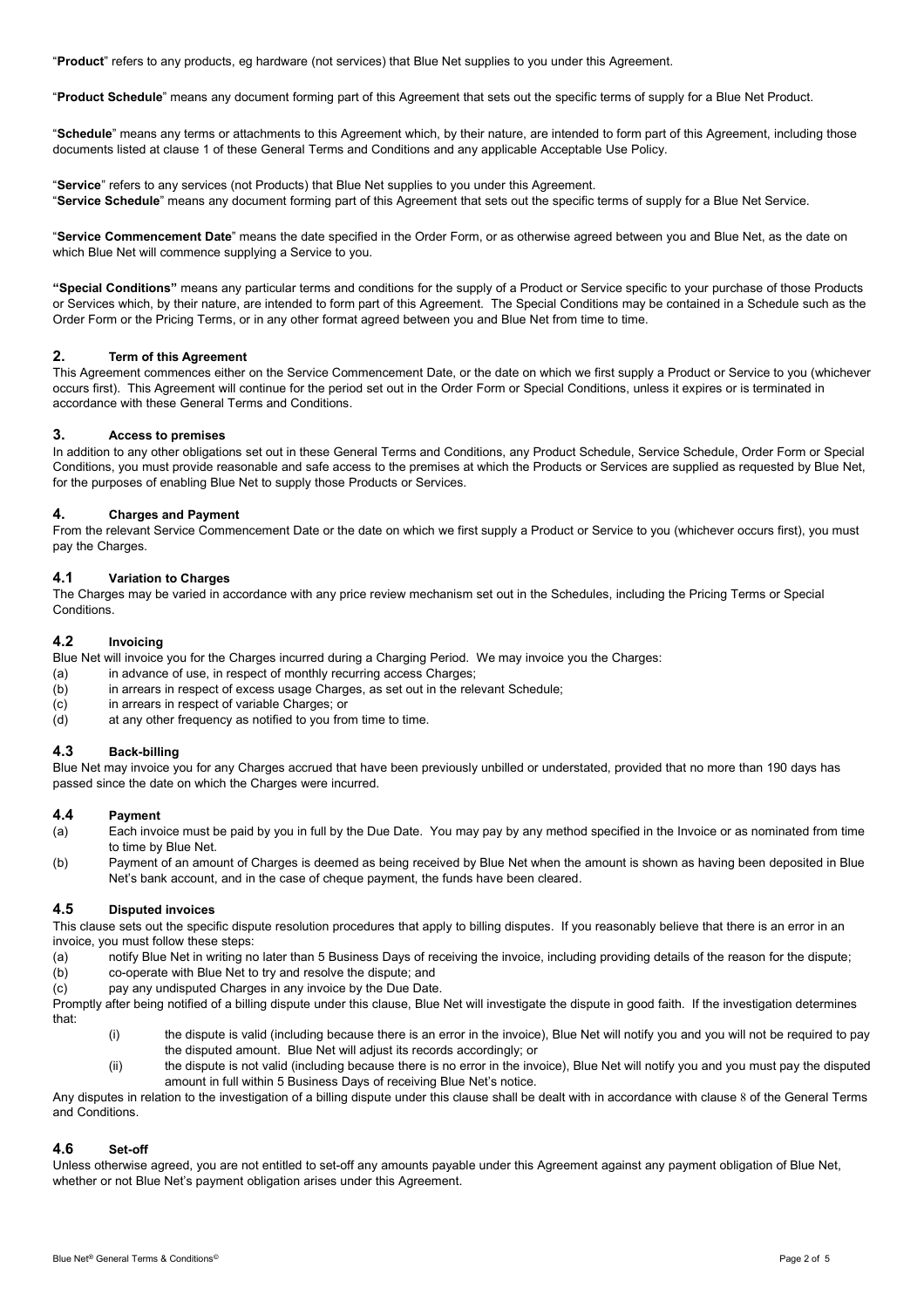"**Product**" refers to any products, eg hardware (not services) that Blue Net supplies to you under this Agreement.

"**Product Schedule**" means any document forming part of this Agreement that sets out the specific terms of supply for a Blue Net Product.

"**Schedule**" means any terms or attachments to this Agreement which, by their nature, are intended to form part of this Agreement, including those documents listed at clause 1 of these General Terms and Conditions and any applicable Acceptable Use Policy.

"**Service**" refers to any services (not Products) that Blue Net supplies to you under this Agreement.
"**Service Schedule**" means any document forming part of this Agreement that sets out the specific terms of supply for a Blue Net Service.

"**Service Commencement Date**" means the date specified in the Order Form, or as otherwise agreed between you and Blue Net, as the date on which Blue Net will commence supplying a Service to you.

**"Special Conditions"** means any particular terms and conditions for the supply of a Product or Service specific to your purchase of those Products or Services which, by their nature, are intended to form part of this Agreement. The Special Conditions may be contained in a Schedule such as the Order Form or the Pricing Terms, or in any other format agreed between you and Blue Net from time to time.

## 2. Term of this Agreement

This Agreement commences either on the Service Commencement Date, or the date on which we first supply a Product or Service to you (whichever occurs first). This Agreement will continue for the period set out in the Order Form or Special Conditions, unless it expires or is terminated in accordance with these General Terms and Conditions.

## 3. Access to premises

In addition to any other obligations set out in these General Terms and Conditions, any Product Schedule, Service Schedule, Order Form or Special Conditions, you must provide reasonable and safe access to the premises at which the Products or Services are supplied as requested by Blue Net, for the purposes of enabling Blue Net to supply those Products or Services.

## 4. Charges and Payment

From the relevant Service Commencement Date or the date on which we first supply a Product or Service to you (whichever occurs first), you must pay the Charges.

### 4.1 Variation to Charges

The Charges may be varied in accordance with any price review mechanism set out in the Schedules, including the Pricing Terms or Special Conditions.

### 4.2 Invoicing

Blue Net will invoice you for the Charges incurred during a Charging Period. We may invoice you the Charges:

(a) in advance of use, in respect of monthly recurring access Charges;
(b) in arrears in respect of excess usage Charges, as set out in the relevant Schedule;
(c) in arrears in respect of variable Charges; or
(d) at any other frequency as notified to you from time to time.

### 4.3 Back-billing

Blue Net may invoice you for any Charges accrued that have been previously unbilled or understated, provided that no more than 190 days has passed since the date on which the Charges were incurred.

### 4.4 Payment

(a) Each invoice must be paid by you in full by the Due Date. You may pay by any method specified in the Invoice or as nominated from time to time by Blue Net.
(b) Payment of an amount of Charges is deemed as being received by Blue Net when the amount is shown as having been deposited in Blue Net's bank account, and in the case of cheque payment, the funds have been cleared.

### 4.5 Disputed invoices

This clause sets out the specific dispute resolution procedures that apply to billing disputes. If you reasonably believe that there is an error in an invoice, you must follow these steps:

(a) notify Blue Net in writing no later than 5 Business Days of receiving the invoice, including providing details of the reason for the dispute;
(b) co-operate with Blue Net to try and resolve the dispute; and
(c) pay any undisputed Charges in any invoice by the Due Date.

Promptly after being notified of a billing dispute under this clause, Blue Net will investigate the dispute in good faith. If the investigation determines that:

(i) the dispute is valid (including because there is an error in the invoice), Blue Net will notify you and you will not be required to pay the disputed amount. Blue Net will adjust its records accordingly; or
(ii) the dispute is not valid (including because there is no error in the invoice), Blue Net will notify you and you must pay the disputed amount in full within 5 Business Days of receiving Blue Net's notice.

Any disputes in relation to the investigation of a billing dispute under this clause shall be dealt with in accordance with clause 8 of the General Terms and Conditions.

### 4.6 Set-off

Unless otherwise agreed, you are not entitled to set-off any amounts payable under this Agreement against any payment obligation of Blue Net, whether or not Blue Net's payment obligation arises under this Agreement.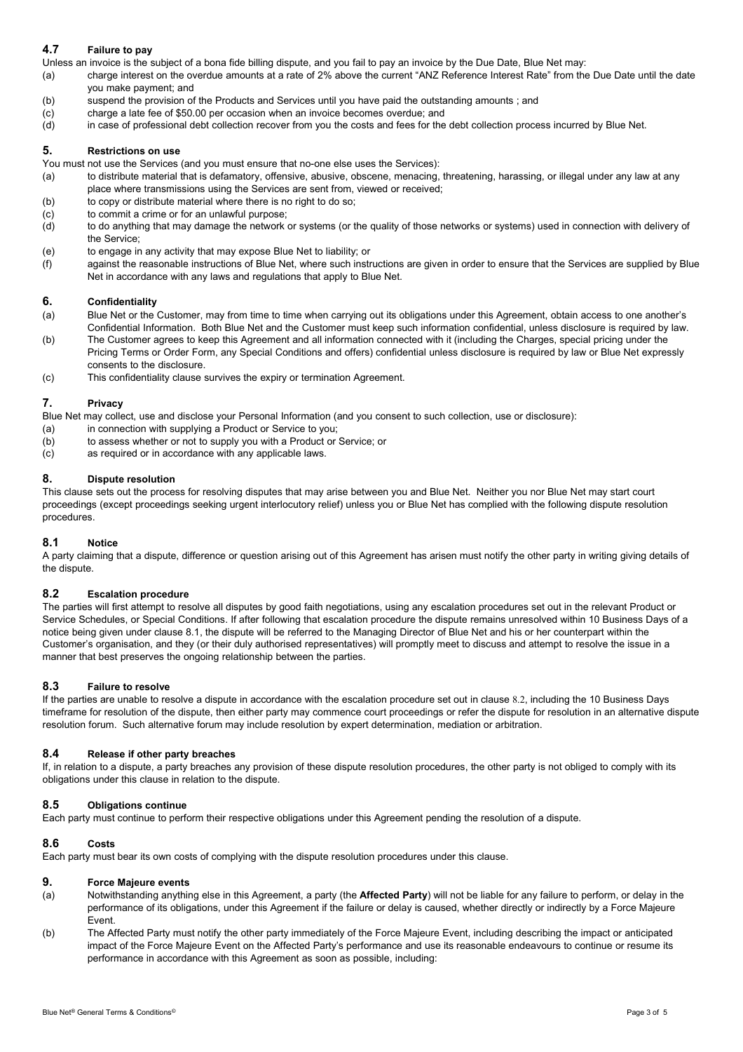### 4.7 Failure to pay

Unless an invoice is the subject of a bona fide billing dispute, and you fail to pay an invoice by the Due Date, Blue Net may:

(a) charge interest on the overdue amounts at a rate of 2% above the current "ANZ Reference Interest Rate" from the Due Date until the date you make payment; and

(b) suspend the provision of the Products and Services until you have paid the outstanding amounts ; and

(c) charge a late fee of $50.00 per occasion when an invoice becomes overdue; and

(d) in case of professional debt collection recover from you the costs and fees for the debt collection process incurred by Blue Net.

## 5. Restrictions on use

You must not use the Services (and you must ensure that no-one else uses the Services):

(a) to distribute material that is defamatory, offensive, abusive, obscene, menacing, threatening, harassing, or illegal under any law at any place where transmissions using the Services are sent from, viewed or received;

(b) to copy or distribute material where there is no right to do so;

(c) to commit a crime or for an unlawful purpose;

(d) to do anything that may damage the network or systems (or the quality of those networks or systems) used in connection with delivery of the Service;

(e) to engage in any activity that may expose Blue Net to liability; or

(f) against the reasonable instructions of Blue Net, where such instructions are given in order to ensure that the Services are supplied by Blue Net in accordance with any laws and regulations that apply to Blue Net.

## 6. Confidentiality

(a) Blue Net or the Customer, may from time to time when carrying out its obligations under this Agreement, obtain access to one another's Confidential Information. Both Blue Net and the Customer must keep such information confidential, unless disclosure is required by law.

(b) The Customer agrees to keep this Agreement and all information connected with it (including the Charges, special pricing under the Pricing Terms or Order Form, any Special Conditions and offers) confidential unless disclosure is required by law or Blue Net expressly consents to the disclosure.

(c) This confidentiality clause survives the expiry or termination Agreement.

## 7. Privacy

Blue Net may collect, use and disclose your Personal Information (and you consent to such collection, use or disclosure):

(a) in connection with supplying a Product or Service to you;

(b) to assess whether or not to supply you with a Product or Service; or

(c) as required or in accordance with any applicable laws.

## 8. Dispute resolution

This clause sets out the process for resolving disputes that may arise between you and Blue Net. Neither you nor Blue Net may start court proceedings (except proceedings seeking urgent interlocutory relief) unless you or Blue Net has complied with the following dispute resolution procedures.

### 8.1 Notice

A party claiming that a dispute, difference or question arising out of this Agreement has arisen must notify the other party in writing giving details of the dispute.

### 8.2 Escalation procedure

The parties will first attempt to resolve all disputes by good faith negotiations, using any escalation procedures set out in the relevant Product or Service Schedules, or Special Conditions. If after following that escalation procedure the dispute remains unresolved within 10 Business Days of a notice being given under clause 8.1, the dispute will be referred to the Managing Director of Blue Net and his or her counterpart within the Customer's organisation, and they (or their duly authorised representatives) will promptly meet to discuss and attempt to resolve the issue in a manner that best preserves the ongoing relationship between the parties.

### 8.3 Failure to resolve

If the parties are unable to resolve a dispute in accordance with the escalation procedure set out in clause 8.2, including the 10 Business Days timeframe for resolution of the dispute, then either party may commence court proceedings or refer the dispute for resolution in an alternative dispute resolution forum. Such alternative forum may include resolution by expert determination, mediation or arbitration.

### 8.4 Release if other party breaches

If, in relation to a dispute, a party breaches any provision of these dispute resolution procedures, the other party is not obliged to comply with its obligations under this clause in relation to the dispute.

### 8.5 Obligations continue

Each party must continue to perform their respective obligations under this Agreement pending the resolution of a dispute.

### 8.6 Costs

Each party must bear its own costs of complying with the dispute resolution procedures under this clause.

## 9. Force Majeure events

(a) Notwithstanding anything else in this Agreement, a party (the **Affected Party**) will not be liable for any failure to perform, or delay in the performance of its obligations, under this Agreement if the failure or delay is caused, whether directly or indirectly by a Force Majeure Event.

(b) The Affected Party must notify the other party immediately of the Force Majeure Event, including describing the impact or anticipated impact of the Force Majeure Event on the Affected Party's performance and use its reasonable endeavours to continue or resume its performance in accordance with this Agreement as soon as possible, including: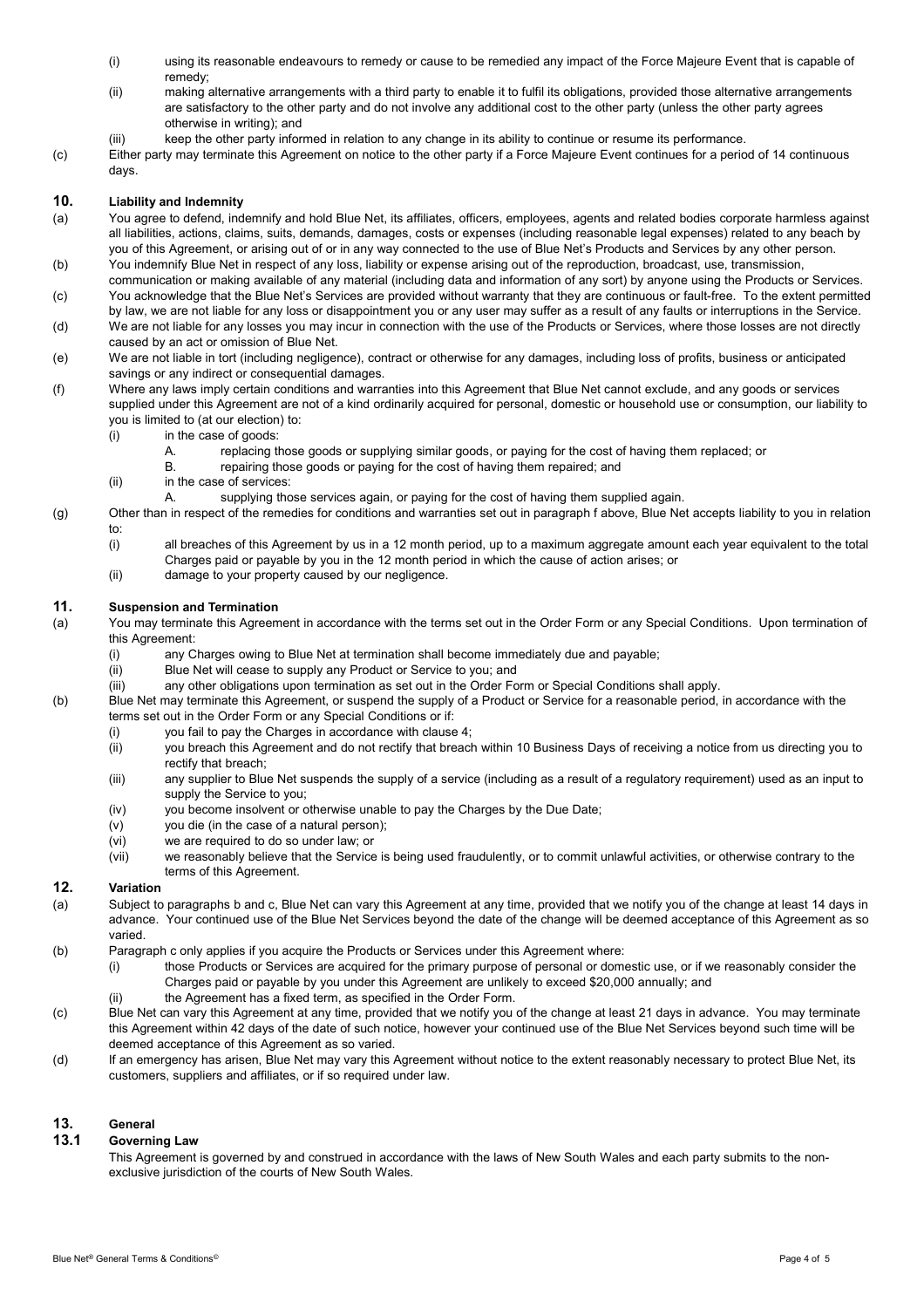(i) using its reasonable endeavours to remedy or cause to be remedied any impact of the Force Majeure Event that is capable of remedy;

(ii) making alternative arrangements with a third party to enable it to fulfil its obligations, provided those alternative arrangements are satisfactory to the other party and do not involve any additional cost to the other party (unless the other party agrees otherwise in writing); and

(iii) keep the other party informed in relation to any change in its ability to continue or resume its performance.

(c) Either party may terminate this Agreement on notice to the other party if a Force Majeure Event continues for a period of 14 continuous days.

## 10. Liability and Indemnity

(a) You agree to defend, indemnify and hold Blue Net, its affiliates, officers, employees, agents and related bodies corporate harmless against all liabilities, actions, claims, suits, demands, damages, costs or expenses (including reasonable legal expenses) related to any beach by you of this Agreement, or arising out of or in any way connected to the use of Blue Net's Products and Services by any other person.

(b) You indemnify Blue Net in respect of any loss, liability or expense arising out of the reproduction, broadcast, use, transmission, communication or making available of any material (including data and information of any sort) by anyone using the Products or Services.

(c) You acknowledge that the Blue Net's Services are provided without warranty that they are continuous or fault-free. To the extent permitted by law, we are not liable for any loss or disappointment you or any user may suffer as a result of any faults or interruptions in the Service.

(d) We are not liable for any losses you may incur in connection with the use of the Products or Services, where those losses are not directly caused by an act or omission of Blue Net.

(e) We are not liable in tort (including negligence), contract or otherwise for any damages, including loss of profits, business or anticipated savings or any indirect or consequential damages.

(f) Where any laws imply certain conditions and warranties into this Agreement that Blue Net cannot exclude, and any goods or services supplied under this Agreement are not of a kind ordinarily acquired for personal, domestic or household use or consumption, our liability to you is limited to (at our election) to:

(i) in the case of goods:

A. replacing those goods or supplying similar goods, or paying for the cost of having them replaced; or

B. repairing those goods or paying for the cost of having them repaired; and

(ii) in the case of services:

A. supplying those services again, or paying for the cost of having them supplied again.

(g) Other than in respect of the remedies for conditions and warranties set out in paragraph f above, Blue Net accepts liability to you in relation to:

(i) all breaches of this Agreement by us in a 12 month period, up to a maximum aggregate amount each year equivalent to the total Charges paid or payable by you in the 12 month period in which the cause of action arises; or

(ii) damage to your property caused by our negligence.

## 11. Suspension and Termination

(a) You may terminate this Agreement in accordance with the terms set out in the Order Form or any Special Conditions. Upon termination of this Agreement:

(i) any Charges owing to Blue Net at termination shall become immediately due and payable;

(ii) Blue Net will cease to supply any Product or Service to you; and

(iii) any other obligations upon termination as set out in the Order Form or Special Conditions shall apply.

(b) Blue Net may terminate this Agreement, or suspend the supply of a Product or Service for a reasonable period, in accordance with the terms set out in the Order Form or any Special Conditions or if:

(i) you fail to pay the Charges in accordance with clause 4;

(ii) you breach this Agreement and do not rectify that breach within 10 Business Days of receiving a notice from us directing you to rectify that breach;

(iii) any supplier to Blue Net suspends the supply of a service (including as a result of a regulatory requirement) used as an input to supply the Service to you;

(iv) you become insolvent or otherwise unable to pay the Charges by the Due Date;

(v) you die (in the case of a natural person);

(vi) we are required to do so under law; or

(vii) we reasonably believe that the Service is being used fraudulently, or to commit unlawful activities, or otherwise contrary to the terms of this Agreement.

## 12. Variation

(a) Subject to paragraphs b and c, Blue Net can vary this Agreement at any time, provided that we notify you of the change at least 14 days in advance. Your continued use of the Blue Net Services beyond the date of the change will be deemed acceptance of this Agreement as so varied.

(b) Paragraph c only applies if you acquire the Products or Services under this Agreement where:

(i) those Products or Services are acquired for the primary purpose of personal or domestic use, or if we reasonably consider the Charges paid or payable by you under this Agreement are unlikely to exceed $20,000 annually; and

(ii) the Agreement has a fixed term, as specified in the Order Form.

(c) Blue Net can vary this Agreement at any time, provided that we notify you of the change at least 21 days in advance. You may terminate this Agreement within 42 days of the date of such notice, however your continued use of the Blue Net Services beyond such time will be deemed acceptance of this Agreement as so varied.

(d) If an emergency has arisen, Blue Net may vary this Agreement without notice to the extent reasonably necessary to protect Blue Net, its customers, suppliers and affiliates, or if so required under law.

## 13. General

### 13.1 Governing Law

This Agreement is governed by and construed in accordance with the laws of New South Wales and each party submits to the non-exclusive jurisdiction of the courts of New South Wales.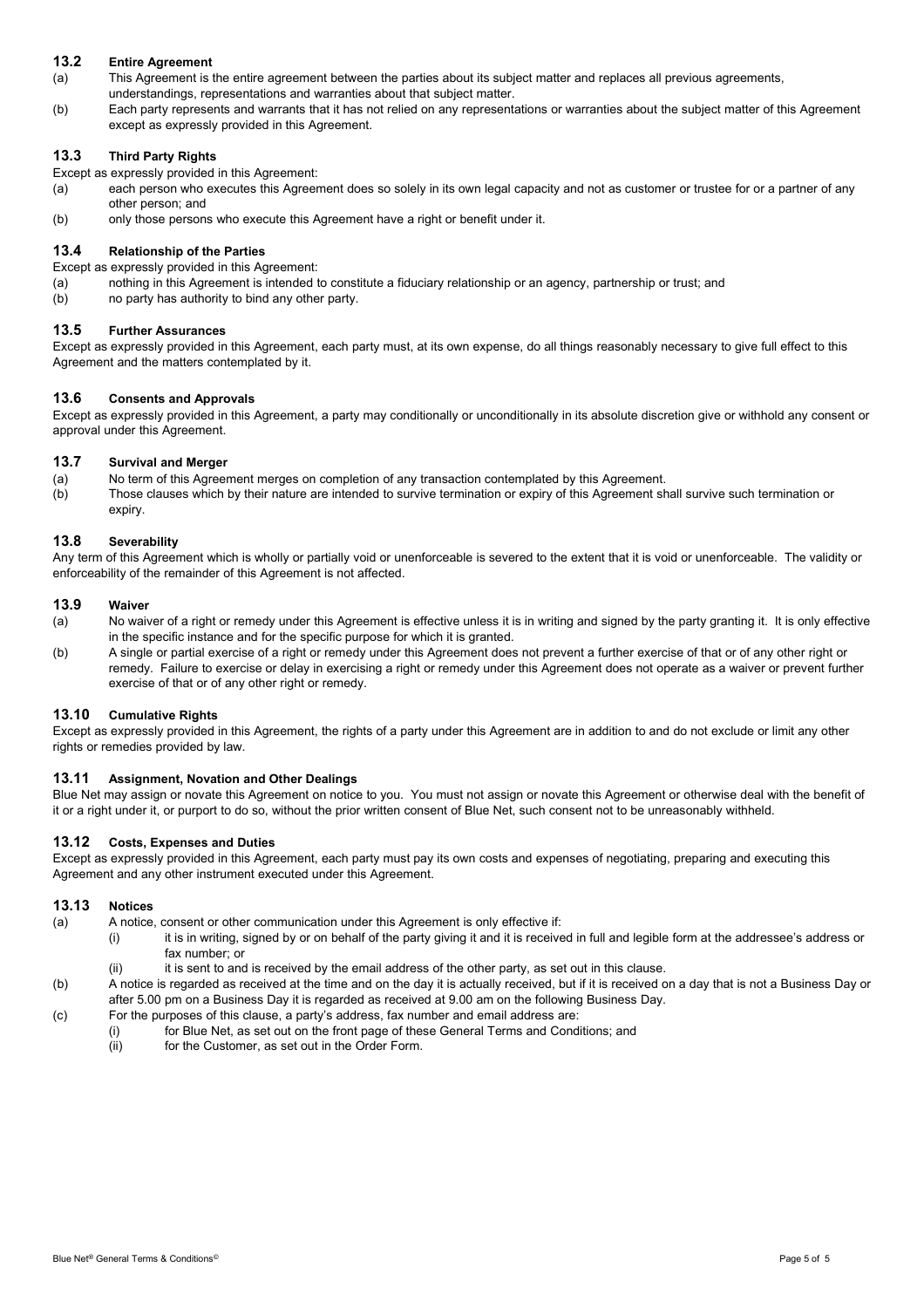### 13.2 Entire Agreement

(a) This Agreement is the entire agreement between the parties about its subject matter and replaces all previous agreements, understandings, representations and warranties about that subject matter.

(b) Each party represents and warrants that it has not relied on any representations or warranties about the subject matter of this Agreement except as expressly provided in this Agreement.

### 13.3 Third Party Rights

Except as expressly provided in this Agreement:

(a) each person who executes this Agreement does so solely in its own legal capacity and not as customer or trustee for or a partner of any other person; and

(b) only those persons who execute this Agreement have a right or benefit under it.

### 13.4 Relationship of the Parties

Except as expressly provided in this Agreement:

(a) nothing in this Agreement is intended to constitute a fiduciary relationship or an agency, partnership or trust; and

(b) no party has authority to bind any other party.

### 13.5 Further Assurances

Except as expressly provided in this Agreement, each party must, at its own expense, do all things reasonably necessary to give full effect to this Agreement and the matters contemplated by it.

### 13.6 Consents and Approvals

Except as expressly provided in this Agreement, a party may conditionally or unconditionally in its absolute discretion give or withhold any consent or approval under this Agreement.

### 13.7 Survival and Merger

(a) No term of this Agreement merges on completion of any transaction contemplated by this Agreement.

(b) Those clauses which by their nature are intended to survive termination or expiry of this Agreement shall survive such termination or expiry.

### 13.8 Severability

Any term of this Agreement which is wholly or partially void or unenforceable is severed to the extent that it is void or unenforceable. The validity or enforceability of the remainder of this Agreement is not affected.

### 13.9 Waiver

(a) No waiver of a right or remedy under this Agreement is effective unless it is in writing and signed by the party granting it. It is only effective in the specific instance and for the specific purpose for which it is granted.

(b) A single or partial exercise of a right or remedy under this Agreement does not prevent a further exercise of that or of any other right or remedy. Failure to exercise or delay in exercising a right or remedy under this Agreement does not operate as a waiver or prevent further exercise of that or of any other right or remedy.

### 13.10 Cumulative Rights

Except as expressly provided in this Agreement, the rights of a party under this Agreement are in addition to and do not exclude or limit any other rights or remedies provided by law.

### 13.11 Assignment, Novation and Other Dealings

Blue Net may assign or novate this Agreement on notice to you. You must not assign or novate this Agreement or otherwise deal with the benefit of it or a right under it, or purport to do so, without the prior written consent of Blue Net, such consent not to be unreasonably withheld.

### 13.12 Costs, Expenses and Duties

Except as expressly provided in this Agreement, each party must pay its own costs and expenses of negotiating, preparing and executing this Agreement and any other instrument executed under this Agreement.

### 13.13 Notices

(a) A notice, consent or other communication under this Agreement is only effective if:

  (i) it is in writing, signed by or on behalf of the party giving it and it is received in full and legible form at the addressee's address or fax number; or

  (ii) it is sent to and is received by the email address of the other party, as set out in this clause.

(b) A notice is regarded as received at the time and on the day it is actually received, but if it is received on a day that is not a Business Day or after 5.00 pm on a Business Day it is regarded as received at 9.00 am on the following Business Day.

(c) For the purposes of this clause, a party's address, fax number and email address are:

  (i) for Blue Net, as set out on the front page of these General Terms and Conditions; and

  (ii) for the Customer, as set out in the Order Form.